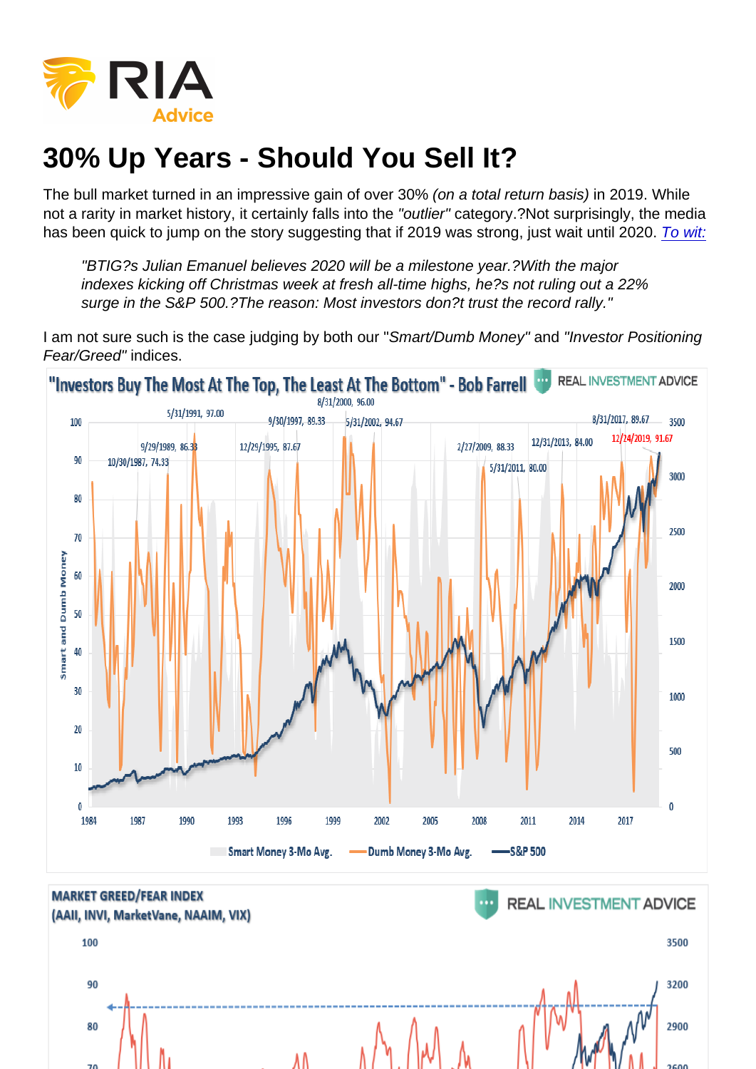# 30% Up Years - Should You Sell It?

The bull market turned in an impressive gain of over 30% *(on a total return basis)* in 2019. While not a rarity in market history, it certainly falls into the *"outlier"* category.?Not surprisingly, the media has been quick to jump on the story suggesting that if 2019 was strong, just wait until 2020. [To wit:](#)

> *"BTIG?s Julian Emanuel believes 2020 will be a milestone year.?With the major indexes kicking off Christmas week at fresh all-time highs, he?s not ruling out a 22% surge in the S&P 500.?The reason: Most investors don?t trust the record rally."*

I am not sure such is the case judging by both our "*Smart/Dumb Money"* and *"Investor Positioning Fear/Greed"* indices.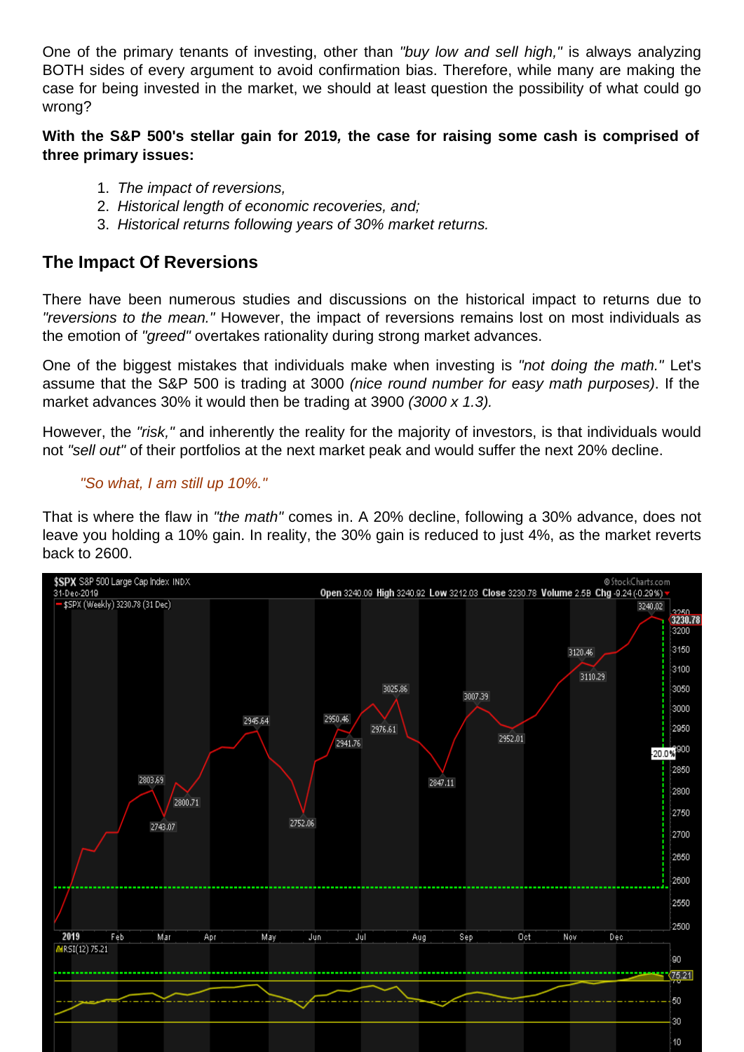One of the primary tenants of investing, other than *"buy low and sell high,"* is always analyzing BOTH sides of every argument to avoid confirmation bias. Therefore, while many are making the case for being invested in the market, we should at least question the possibility of what could go wrong?

**With the S&P 500's stellar gain for 2019, the case for raising some cash is comprised of three primary issues:**

1. *The impact of reversions,*
2. *Historical length of economic recoveries, and;*
3. *Historical returns following years of 30% market returns.*

## The Impact Of Reversions

There have been numerous studies and discussions on the historical impact to returns due to *"reversions to the mean."* However, the impact of reversions remains lost on most individuals as the emotion of *"greed"* overtakes rationality during strong market advances.

One of the biggest mistakes that individuals make when investing is *"not doing the math."* Let's assume that the S&P 500 is trading at 3000 *(nice round number for easy math purposes)*. If the market advances 30% it would then be trading at 3900 *(3000 x 1.3).*

However, the *"risk,"* and inherently the reality for the majority of investors, is that individuals would not *"sell out"* of their portfolios at the next market peak and would suffer the next 20% decline.

> *"So what, I am still up 10%."*

That is where the flaw in *"the math"* comes in. A 20% decline, following a 30% advance, does not leave you holding a 10% gain. In reality, the 30% gain is reduced to just 4%, as the market reverts back to 2600.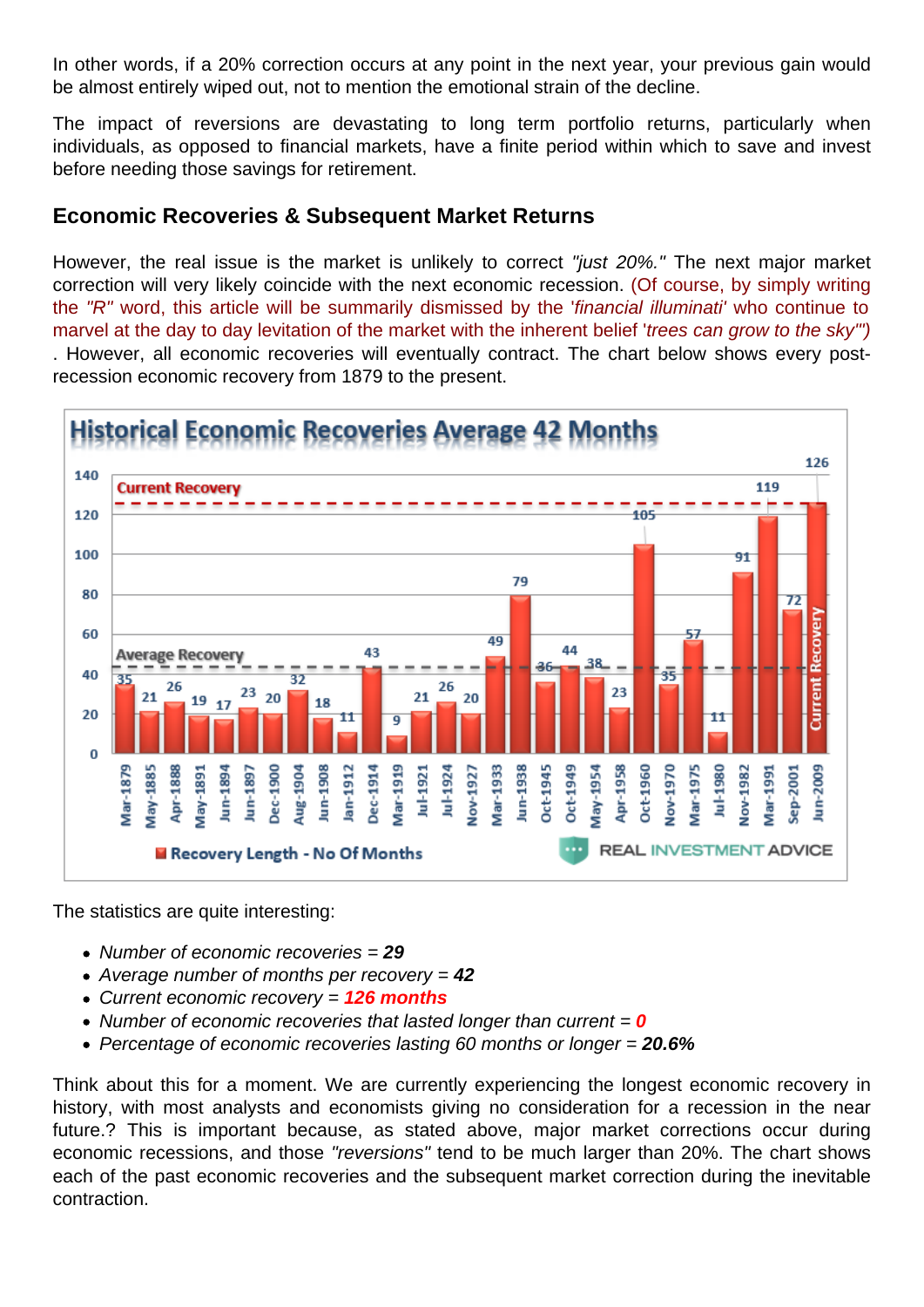In other words, if a 20% correction occurs at any point in the next year, your previous gain would be almost entirely wiped out, not to mention the emotional strain of the decline.

The impact of reversions are devastating to long term portfolio returns, particularly when individuals, as opposed to financial markets, have a finite period within which to save and invest before needing those savings for retirement.

## Economic Recoveries & Subsequent Market Returns

However, the real issue is the market is unlikely to correct *"just 20%."* The next major market correction will very likely coincide with the next economic recession. (Of course, by simply writing the *"R"* word, this article will be summarily dismissed by the '*financial illuminati*' who continue to marvel at the day to day levitation of the market with the inherent belief '*trees can grow to the sky*'") . However, all economic recoveries will eventually contract. The chart below shows every post-recession economic recovery from 1879 to the present.

The statistics are quite interesting:

- *Number of economic recoveries* = ***29***
- *Average number of months per recovery* = ***42***
- *Current economic recovery* = ***126 months***
- *Number of economic recoveries that lasted longer than current* = ***0***
- *Percentage of economic recoveries lasting 60 months or longer* = ***20.6%***

Think about this for a moment. We are currently experiencing the longest economic recovery in history, with most analysts and economists giving no consideration for a recession in the near future.? This is important because, as stated above, major market corrections occur during economic recessions, and those *"reversions"* tend to be much larger than 20%. The chart shows each of the past economic recoveries and the subsequent market correction during the inevitable contraction.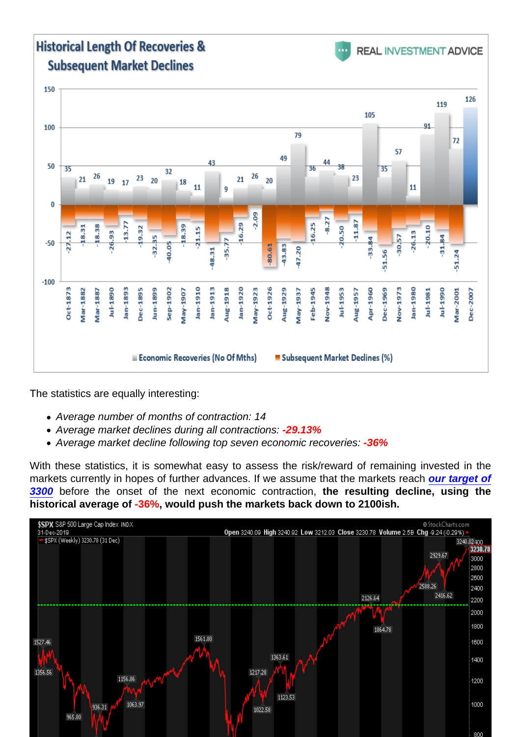The statistics are equally interesting:

- *Average number of months of contraction: 14*
- *Average market declines during all contractions: -29.13%*
- *Average market decline following top seven economic recoveries: -36%*

With these statistics, it is somewhat easy to assess the risk/reward of remaining invested in the markets currently in hopes of further advances. If we assume that the markets reach ***our target of 3300*** before the onset of the next economic contraction, **the resulting decline, using the historical average of -36%, would push the markets back down to 2100ish.**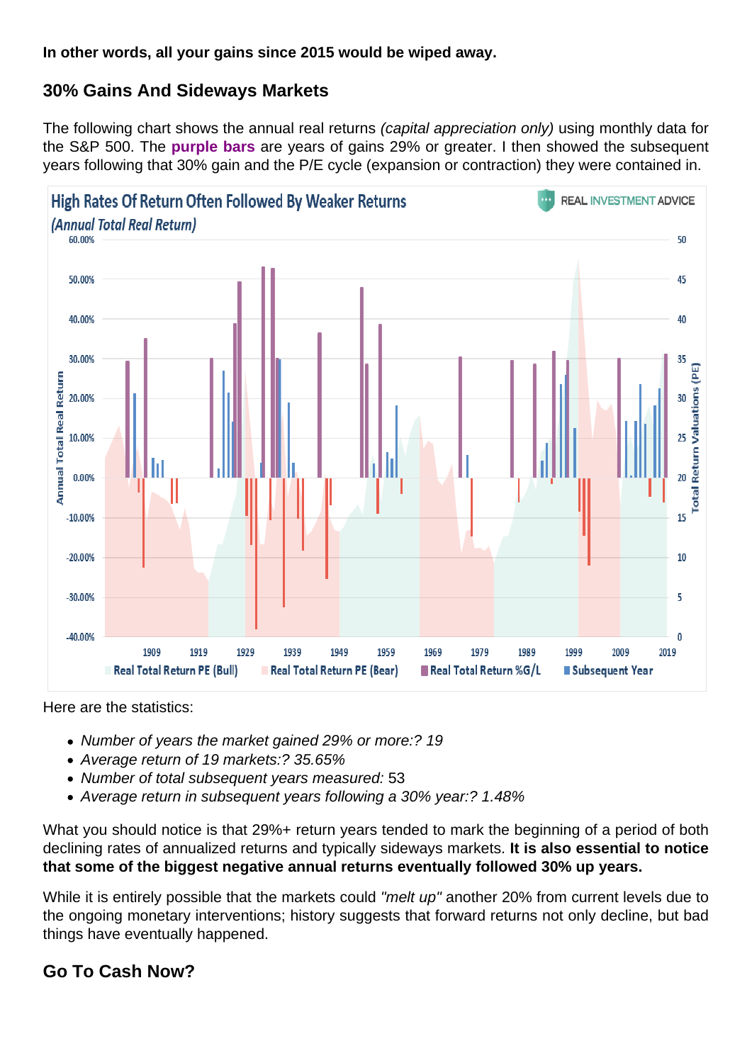**In other words, all your gains since 2015 would be wiped away.**

## 30% Gains And Sideways Markets

The following chart shows the annual real returns *(capital appreciation only)* using monthly data for the S&P 500. The **purple bars** are years of gains 29% or greater. I then showed the subsequent years following that 30% gain and the P/E cycle (expansion or contraction) they were contained in.

Here are the statistics:

- *Number of years the market gained 29% or more:? 19*
- *Average return of 19 markets:? 35.65%*
- *Number of total subsequent years measured:* 53
- *Average return in subsequent years following a 30% year:? 1.48%*

What you should notice is that 29%+ return years tended to mark the beginning of a period of both declining rates of annualized returns and typically sideways markets. **It is also essential to notice that some of the biggest negative annual returns eventually followed 30% up years.**

While it is entirely possible that the markets could *"melt up"* another 20% from current levels due to the ongoing monetary interventions; history suggests that forward returns not only decline, but bad things have eventually happened.

## Go To Cash Now?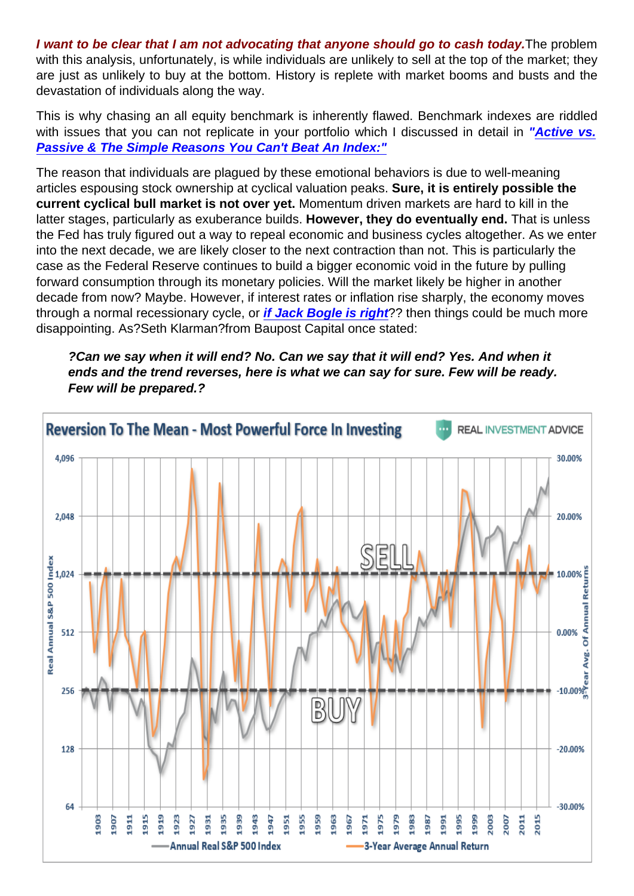***I want to be clear that I am not advocating that anyone should go to cash today.*** The problem with this analysis, unfortunately, is while individuals are unlikely to sell at the top of the market; they are just as unlikely to buy at the bottom. History is replete with market booms and busts and the devastation of individuals along the way.

This is why chasing an all equity benchmark is inherently flawed. Benchmark indexes are riddled with issues that you can not replicate in your portfolio which I discussed in detail in ***"Active vs. Passive & The Simple Reasons You Can't Beat An Index:"***

The reason that individuals are plagued by these emotional behaviors is due to well-meaning articles espousing stock ownership at cyclical valuation peaks. **Sure, it is entirely possible the current cyclical bull market is not over yet.** Momentum driven markets are hard to kill in the latter stages, particularly as exuberance builds. **However, they do eventually end.** That is unless the Fed has truly figured out a way to repeal economic and business cycles altogether. As we enter into the next decade, we are likely closer to the next contraction than not. This is particularly the case as the Federal Reserve continues to build a bigger economic void in the future by pulling forward consumption through its monetary policies. Will the market likely be higher in another decade from now? Maybe. However, if interest rates or inflation rise sharply, the economy moves through a normal recessionary cycle, or ***if Jack Bogle is right***?? then things could be much more disappointing. As?Seth Klarman?from Baupost Capital once stated:

> ***?Can we say when it will end? No. Can we say that it will end? Yes. And when it ends and the trend reverses, here is what we can say for sure. Few will be ready. Few will be prepared.?***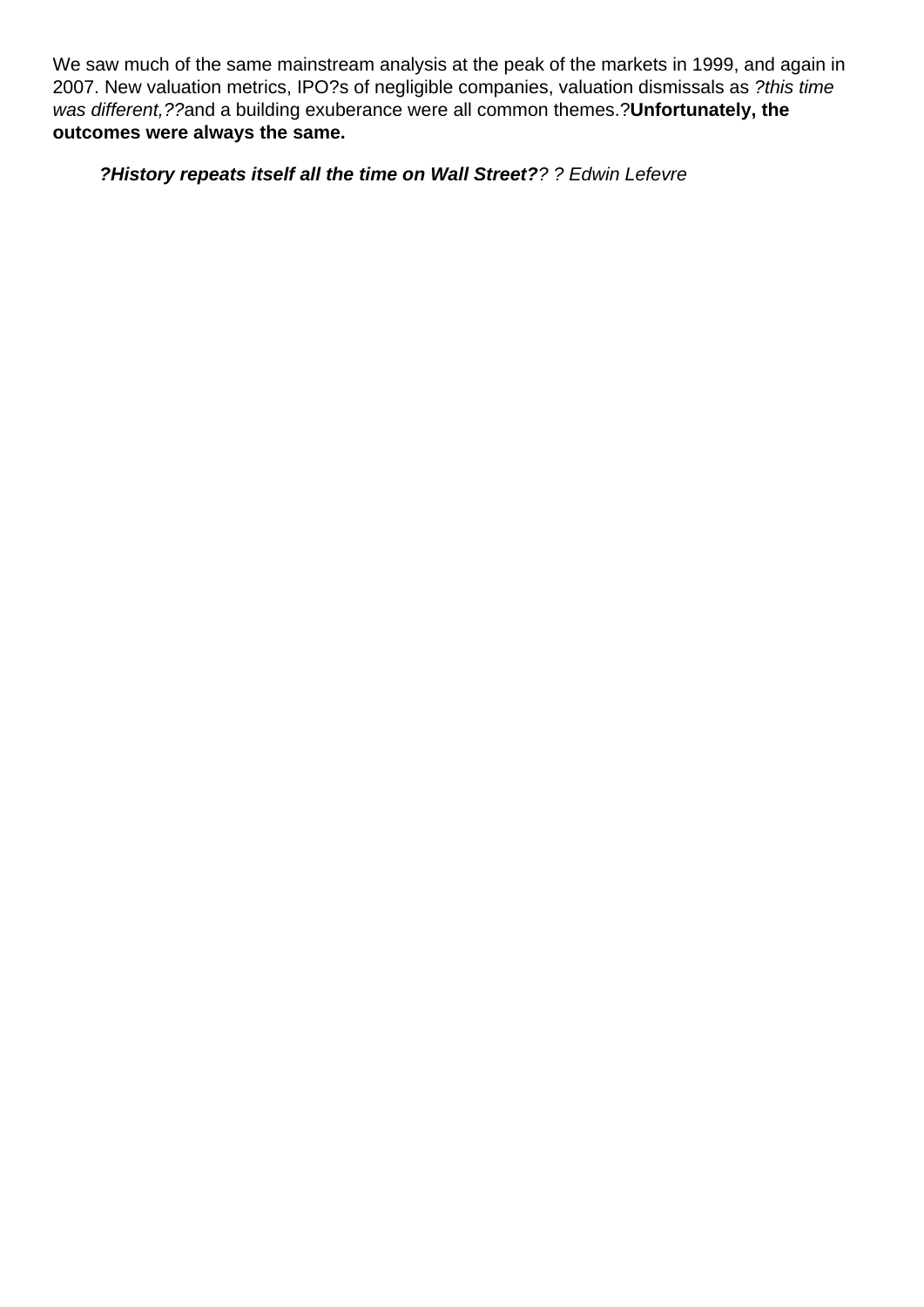We saw much of the same mainstream analysis at the peak of the markets in 1999, and again in 2007. New valuation metrics, IPO?s of negligible companies, valuation dismissals as *?this time was different,??*and a building exuberance were all common themes.?**Unfortunately, the outcomes were always the same.**

> ***?History repeats itself all the time on Wall Street?****? ? Edwin Lefevre*